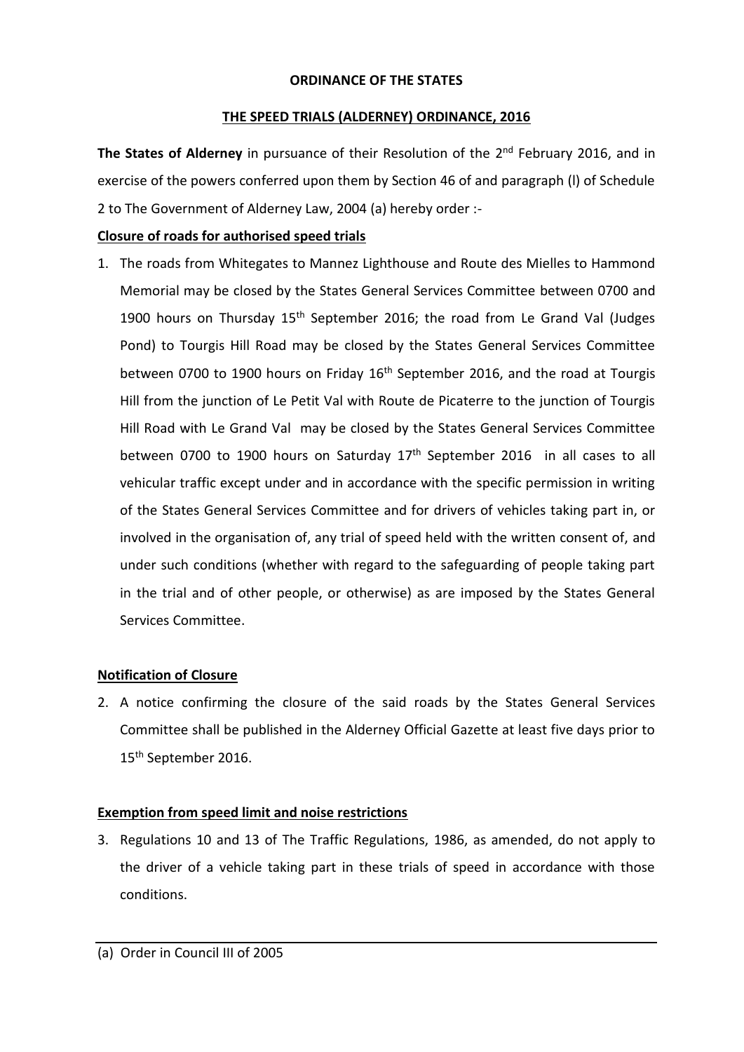**ORDINANCE OF THE STATES**

**THE SPEED TRIALS (ALDERNEY) ORDINANCE, 2016**

**The States of Alderney** in pursuance of their Resolution of the 2nd February 2016, and in exercise of the powers conferred upon them by Section 46 of and paragraph (l) of Schedule 2 to The Government of Alderney Law, 2004 (a) hereby order :-

**Closure of roads for authorised speed trials**

1. The roads from Whitegates to Mannez Lighthouse and Route des Mielles to Hammond Memorial may be closed by the States General Services Committee between 0700 and 1900 hours on Thursday 15th September 2016; the road from Le Grand Val (Judges Pond) to Tourgis Hill Road may be closed by the States General Services Committee between 0700 to 1900 hours on Friday 16th September 2016, and the road at Tourgis Hill from the junction of Le Petit Val with Route de Picaterre to the junction of Tourgis Hill Road with Le Grand Val may be closed by the States General Services Committee between 0700 to 1900 hours on Saturday 17th September 2016 in all cases to all vehicular traffic except under and in accordance with the specific permission in writing of the States General Services Committee and for drivers of vehicles taking part in, or involved in the organisation of, any trial of speed held with the written consent of, and under such conditions (whether with regard to the safeguarding of people taking part in the trial and of other people, or otherwise) as are imposed by the States General Services Committee.

**Notification of Closure**

2. A notice confirming the closure of the said roads by the States General Services Committee shall be published in the Alderney Official Gazette at least five days prior to 15th September 2016.

**Exemption from speed limit and noise restrictions**

3. Regulations 10 and 13 of The Traffic Regulations, 1986, as amended, do not apply to the driver of a vehicle taking part in these trials of speed in accordance with those conditions.

---

(a) Order in Council III of 2005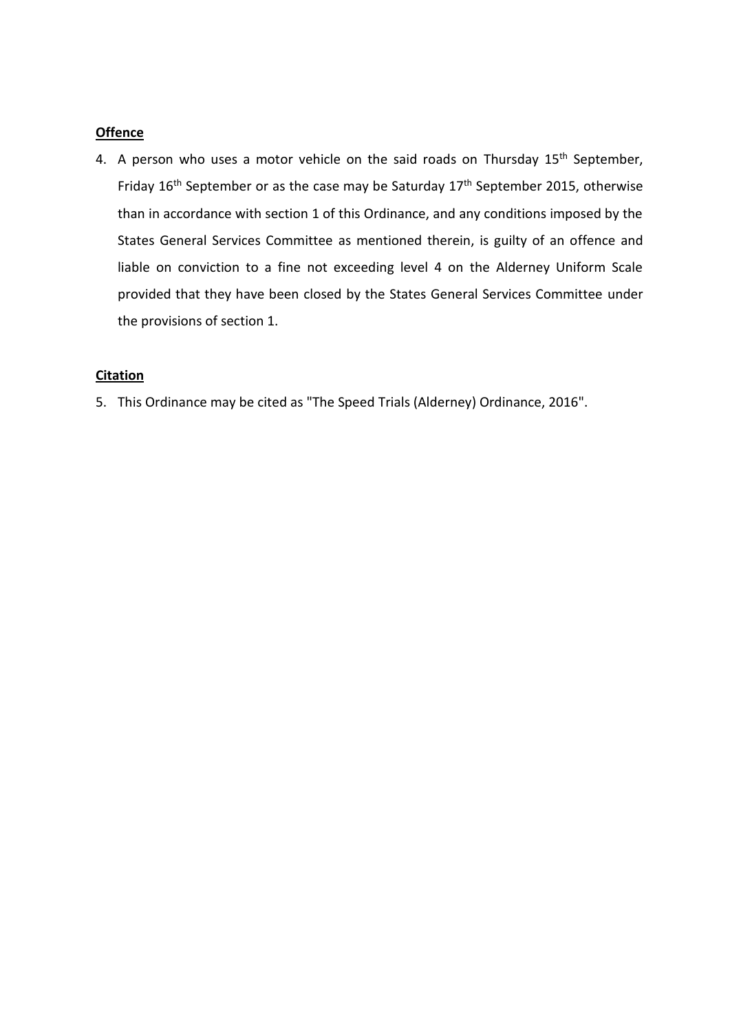**Offence**

4. A person who uses a motor vehicle on the said roads on Thursday 15th September, Friday 16th September or as the case may be Saturday 17th September 2015, otherwise than in accordance with section 1 of this Ordinance, and any conditions imposed by the States General Services Committee as mentioned therein, is guilty of an offence and liable on conviction to a fine not exceeding level 4 on the Alderney Uniform Scale provided that they have been closed by the States General Services Committee under the provisions of section 1.

**Citation**

5. This Ordinance may be cited as "The Speed Trials (Alderney) Ordinance, 2016".